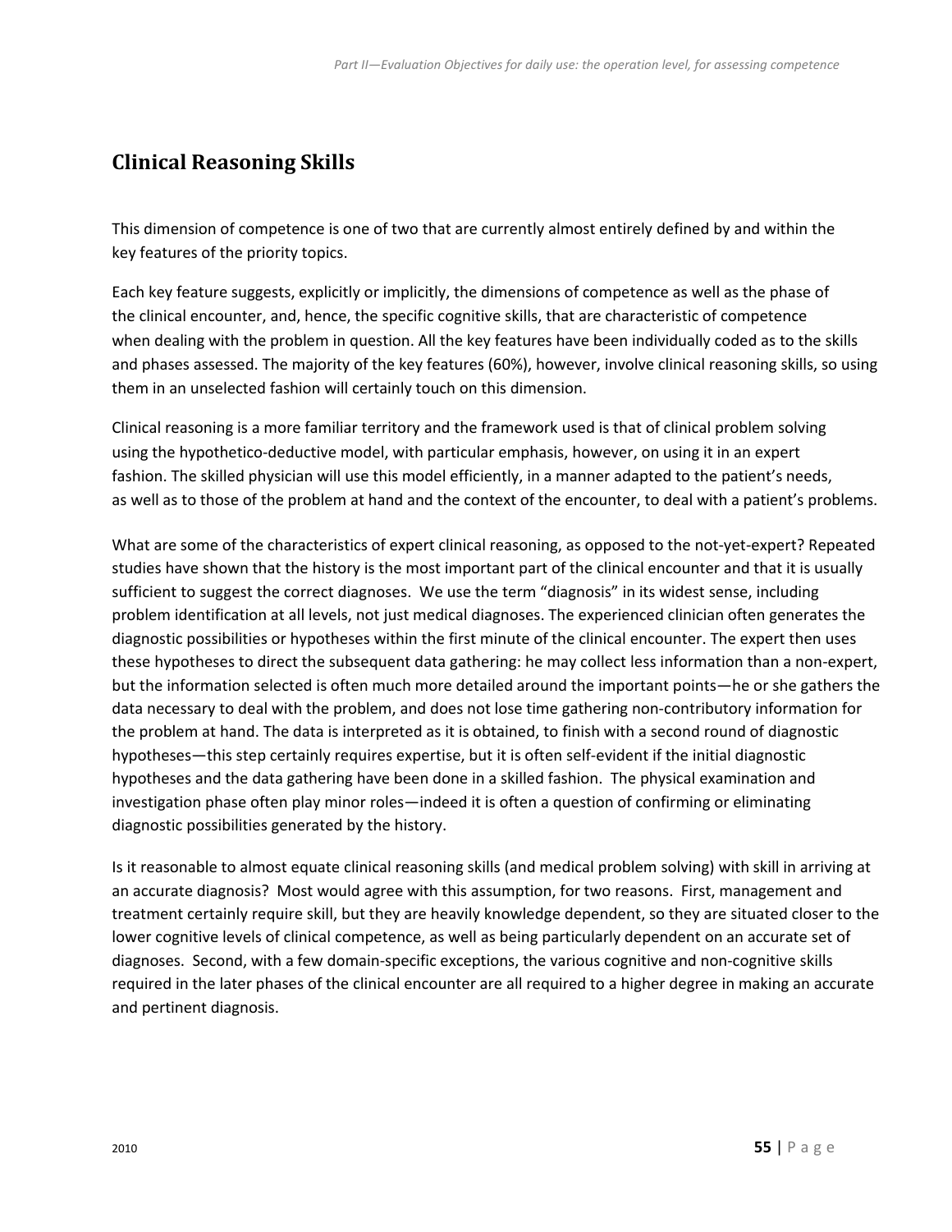## Clinical Reasoning Skills

This dimension of competence is one of two that are currently almost entirely defined by and within the key features of the priority topics.

Each key feature suggests, explicitly or implicitly, the dimensions of competence as well as the phase of the clinical encounter, and, hence, the specific cognitive skills, that are characteristic of competence when dealing with the problem in question. All the key features have been individually coded as to the skills and phases assessed. The majority of the key features (60%), however, involve clinical reasoning skills, so using them in an unselected fashion will certainly touch on this dimension.

Clinical reasoning is a more familiar territory and the framework used is that of clinical problem solving using the hypothetico-deductive model, with particular emphasis, however, on using it in an expert fashion. The skilled physician will use this model efficiently, in a manner adapted to the patient's needs, as well as to those of the problem at hand and the context of the encounter, to deal with a patient's problems.

What are some of the characteristics of expert clinical reasoning, as opposed to the not-yet-expert? Repeated studies have shown that the history is the most important part of the clinical encounter and that it is usually sufficient to suggest the correct diagnoses. We use the term "diagnosis" in its widest sense, including problem identification at all levels, not just medical diagnoses. The experienced clinician often generates the diagnostic possibilities or hypotheses within the first minute of the clinical encounter. The expert then uses these hypotheses to direct the subsequent data gathering: he may collect less information than a non-expert, but the information selected is often much more detailed around the important points—he or she gathers the data necessary to deal with the problem, and does not lose time gathering non-contributory information for the problem at hand. The data is interpreted as it is obtained, to finish with a second round of diagnostic hypotheses—this step certainly requires expertise, but it is often self-evident if the initial diagnostic hypotheses and the data gathering have been done in a skilled fashion. The physical examination and investigation phase often play minor roles—indeed it is often a question of confirming or eliminating diagnostic possibilities generated by the history.

Is it reasonable to almost equate clinical reasoning skills (and medical problem solving) with skill in arriving at an accurate diagnosis? Most would agree with this assumption, for two reasons. First, management and treatment certainly require skill, but they are heavily knowledge dependent, so they are situated closer to the lower cognitive levels of clinical competence, as well as being particularly dependent on an accurate set of diagnoses. Second, with a few domain-specific exceptions, the various cognitive and non-cognitive skills required in the later phases of the clinical encounter are all required to a higher degree in making an accurate and pertinent diagnosis.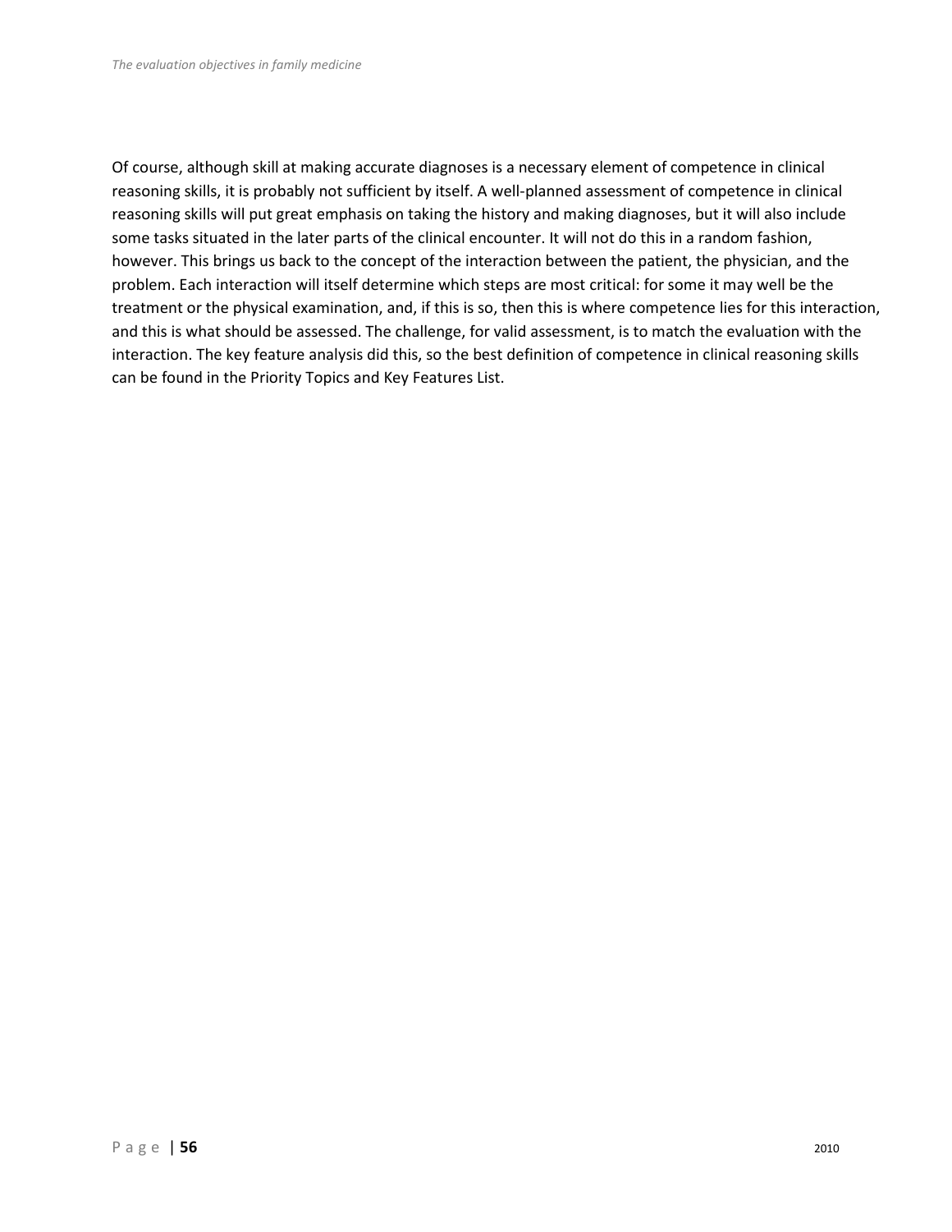Of course, although skill at making accurate diagnoses is a necessary element of competence in clinical reasoning skills, it is probably not sufficient by itself. A well-planned assessment of competence in clinical reasoning skills will put great emphasis on taking the history and making diagnoses, but it will also include some tasks situated in the later parts of the clinical encounter. It will not do this in a random fashion, however. This brings us back to the concept of the interaction between the patient, the physician, and the problem. Each interaction will itself determine which steps are most critical: for some it may well be the treatment or the physical examination, and, if this is so, then this is where competence lies for this interaction, and this is what should be assessed. The challenge, for valid assessment, is to match the evaluation with the interaction. The key feature analysis did this, so the best definition of competence in clinical reasoning skills can be found in the Priority Topics and Key Features List.